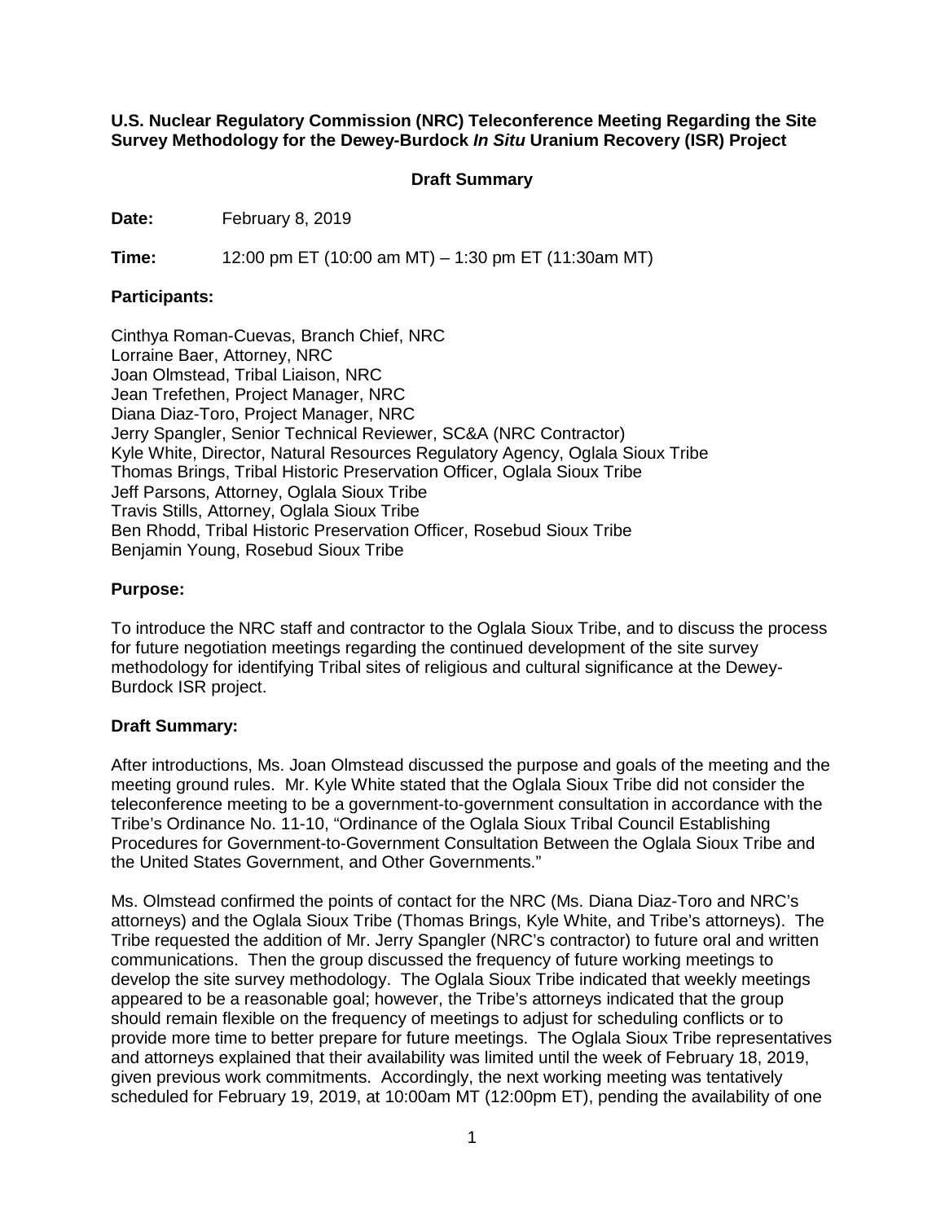**U.S. Nuclear Regulatory Commission (NRC) Teleconference Meeting Regarding the Site Survey Methodology for the Dewey-Burdock *In Situ* Uranium Recovery (ISR) Project**

**Draft Summary**

**Date:** February 8, 2019

**Time:** 12:00 pm ET (10:00 am MT) – 1:30 pm ET (11:30am MT)

**Participants:**

Cinthya Roman-Cuevas, Branch Chief, NRC
Lorraine Baer, Attorney, NRC
Joan Olmstead, Tribal Liaison, NRC
Jean Trefethen, Project Manager, NRC
Diana Diaz-Toro, Project Manager, NRC
Jerry Spangler, Senior Technical Reviewer, SC&A (NRC Contractor)
Kyle White, Director, Natural Resources Regulatory Agency, Oglala Sioux Tribe
Thomas Brings, Tribal Historic Preservation Officer, Oglala Sioux Tribe
Jeff Parsons, Attorney, Oglala Sioux Tribe
Travis Stills, Attorney, Oglala Sioux Tribe
Ben Rhodd, Tribal Historic Preservation Officer, Rosebud Sioux Tribe
Benjamin Young, Rosebud Sioux Tribe

**Purpose:**

To introduce the NRC staff and contractor to the Oglala Sioux Tribe, and to discuss the process for future negotiation meetings regarding the continued development of the site survey methodology for identifying Tribal sites of religious and cultural significance at the Dewey-Burdock ISR project.

**Draft Summary:**

After introductions, Ms. Joan Olmstead discussed the purpose and goals of the meeting and the meeting ground rules. Mr. Kyle White stated that the Oglala Sioux Tribe did not consider the teleconference meeting to be a government-to-government consultation in accordance with the Tribe's Ordinance No. 11-10, "Ordinance of the Oglala Sioux Tribal Council Establishing Procedures for Government-to-Government Consultation Between the Oglala Sioux Tribe and the United States Government, and Other Governments."

Ms. Olmstead confirmed the points of contact for the NRC (Ms. Diana Diaz-Toro and NRC's attorneys) and the Oglala Sioux Tribe (Thomas Brings, Kyle White, and Tribe's attorneys). The Tribe requested the addition of Mr. Jerry Spangler (NRC's contractor) to future oral and written communications. Then the group discussed the frequency of future working meetings to develop the site survey methodology. The Oglala Sioux Tribe indicated that weekly meetings appeared to be a reasonable goal; however, the Tribe's attorneys indicated that the group should remain flexible on the frequency of meetings to adjust for scheduling conflicts or to provide more time to better prepare for future meetings. The Oglala Sioux Tribe representatives and attorneys explained that their availability was limited until the week of February 18, 2019, given previous work commitments. Accordingly, the next working meeting was tentatively scheduled for February 19, 2019, at 10:00am MT (12:00pm ET), pending the availability of one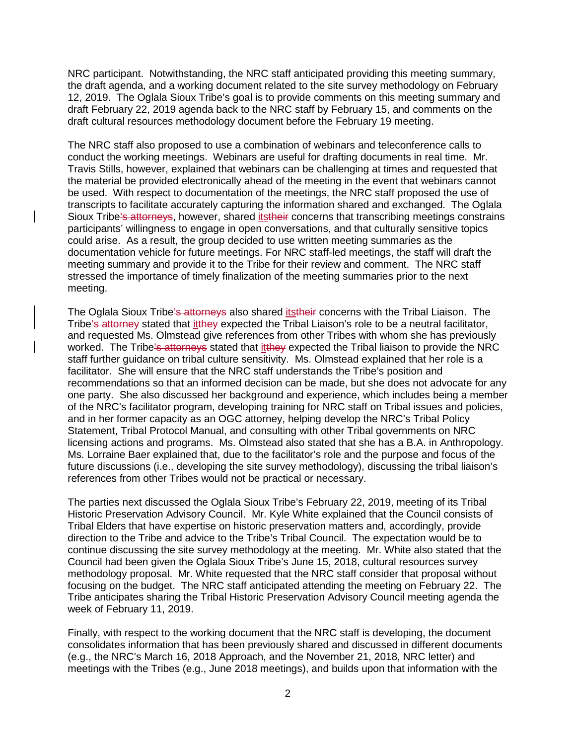NRC participant. Notwithstanding, the NRC staff anticipated providing this meeting summary, the draft agenda, and a working document related to the site survey methodology on February 12, 2019. The Oglala Sioux Tribe's goal is to provide comments on this meeting summary and draft February 22, 2019 agenda back to the NRC staff by February 15, and comments on the draft cultural resources methodology document before the February 19 meeting.

The NRC staff also proposed to use a combination of webinars and teleconference calls to conduct the working meetings. Webinars are useful for drafting documents in real time. Mr. Travis Stills, however, explained that webinars can be challenging at times and requested that the material be provided electronically ahead of the meeting in the event that webinars cannot be used. With respect to documentation of the meetings, the NRC staff proposed the use of transcripts to facilitate accurately capturing the information shared and exchanged. The Oglala Sioux Tribe~~'s attorneys~~, however, shared its~~their~~ concerns that transcribing meetings constrains participants' willingness to engage in open conversations, and that culturally sensitive topics could arise. As a result, the group decided to use written meeting summaries as the documentation vehicle for future meetings. For NRC staff-led meetings, the staff will draft the meeting summary and provide it to the Tribe for their review and comment. The NRC staff stressed the importance of timely finalization of the meeting summaries prior to the next meeting.

The Oglala Sioux Tribe~~'s attorneys~~ also shared its~~their~~ concerns with the Tribal Liaison. The Tribe~~'s attorney~~ stated that it~~they~~ expected the Tribal Liaison's role to be a neutral facilitator, and requested Ms. Olmstead give references from other Tribes with whom she has previously worked. The Tribe~~'s attorneys~~ stated that it~~they~~ expected the Tribal liaison to provide the NRC staff further guidance on tribal culture sensitivity. Ms. Olmstead explained that her role is a facilitator. She will ensure that the NRC staff understands the Tribe's position and recommendations so that an informed decision can be made, but she does not advocate for any one party. She also discussed her background and experience, which includes being a member of the NRC's facilitator program, developing training for NRC staff on Tribal issues and policies, and in her former capacity as an OGC attorney, helping develop the NRC's Tribal Policy Statement, Tribal Protocol Manual, and consulting with other Tribal governments on NRC licensing actions and programs. Ms. Olmstead also stated that she has a B.A. in Anthropology. Ms. Lorraine Baer explained that, due to the facilitator's role and the purpose and focus of the future discussions (i.e., developing the site survey methodology), discussing the tribal liaison's references from other Tribes would not be practical or necessary.

The parties next discussed the Oglala Sioux Tribe's February 22, 2019, meeting of its Tribal Historic Preservation Advisory Council. Mr. Kyle White explained that the Council consists of Tribal Elders that have expertise on historic preservation matters and, accordingly, provide direction to the Tribe and advice to the Tribe's Tribal Council. The expectation would be to continue discussing the site survey methodology at the meeting. Mr. White also stated that the Council had been given the Oglala Sioux Tribe's June 15, 2018, cultural resources survey methodology proposal. Mr. White requested that the NRC staff consider that proposal without focusing on the budget. The NRC staff anticipated attending the meeting on February 22. The Tribe anticipates sharing the Tribal Historic Preservation Advisory Council meeting agenda the week of February 11, 2019.

Finally, with respect to the working document that the NRC staff is developing, the document consolidates information that has been previously shared and discussed in different documents (e.g., the NRC's March 16, 2018 Approach, and the November 21, 2018, NRC letter) and meetings with the Tribes (e.g., June 2018 meetings), and builds upon that information with the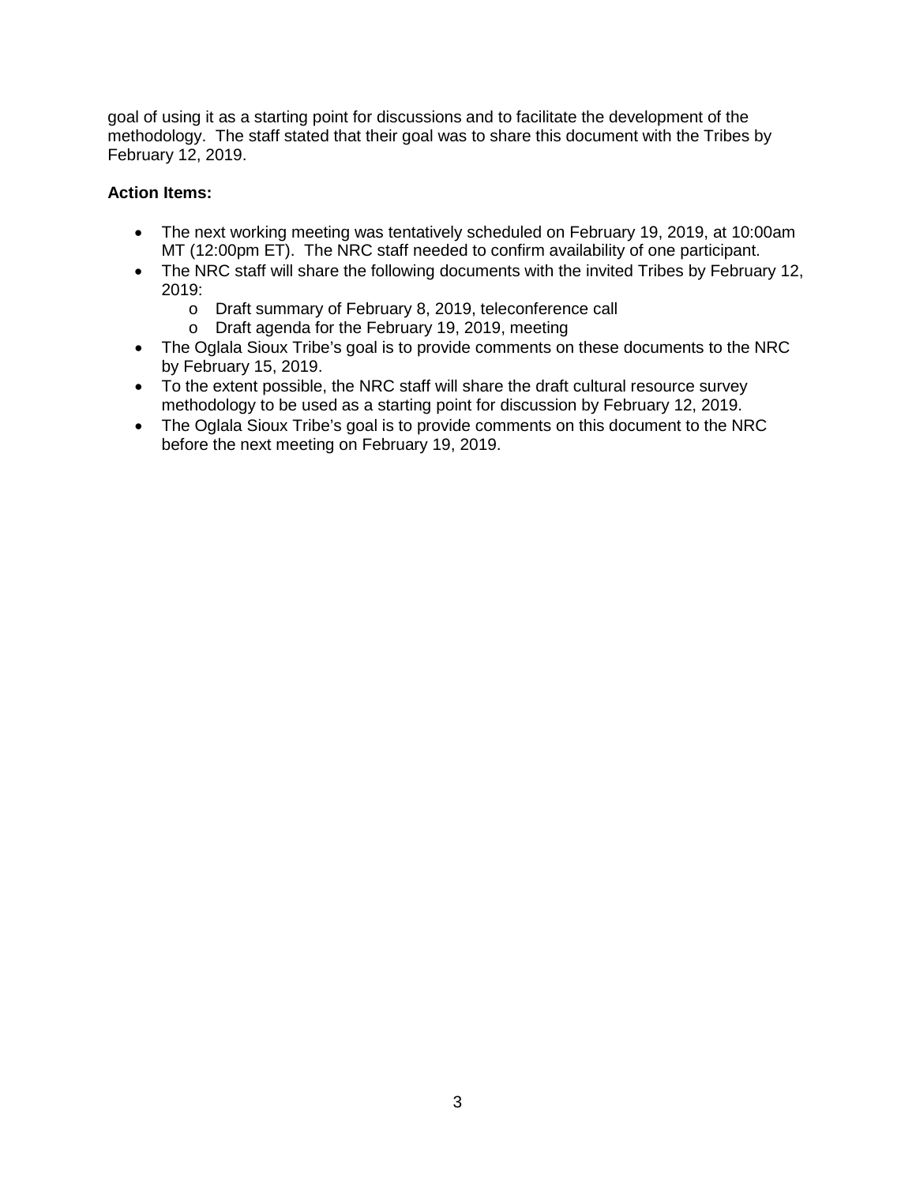goal of using it as a starting point for discussions and to facilitate the development of the methodology. The staff stated that their goal was to share this document with the Tribes by February 12, 2019.

**Action Items:**

- The next working meeting was tentatively scheduled on February 19, 2019, at 10:00am MT (12:00pm ET). The NRC staff needed to confirm availability of one participant.
- The NRC staff will share the following documents with the invited Tribes by February 12, 2019:
  - Draft summary of February 8, 2019, teleconference call
  - Draft agenda for the February 19, 2019, meeting
- The Oglala Sioux Tribe's goal is to provide comments on these documents to the NRC by February 15, 2019.
- To the extent possible, the NRC staff will share the draft cultural resource survey methodology to be used as a starting point for discussion by February 12, 2019.
- The Oglala Sioux Tribe's goal is to provide comments on this document to the NRC before the next meeting on February 19, 2019.